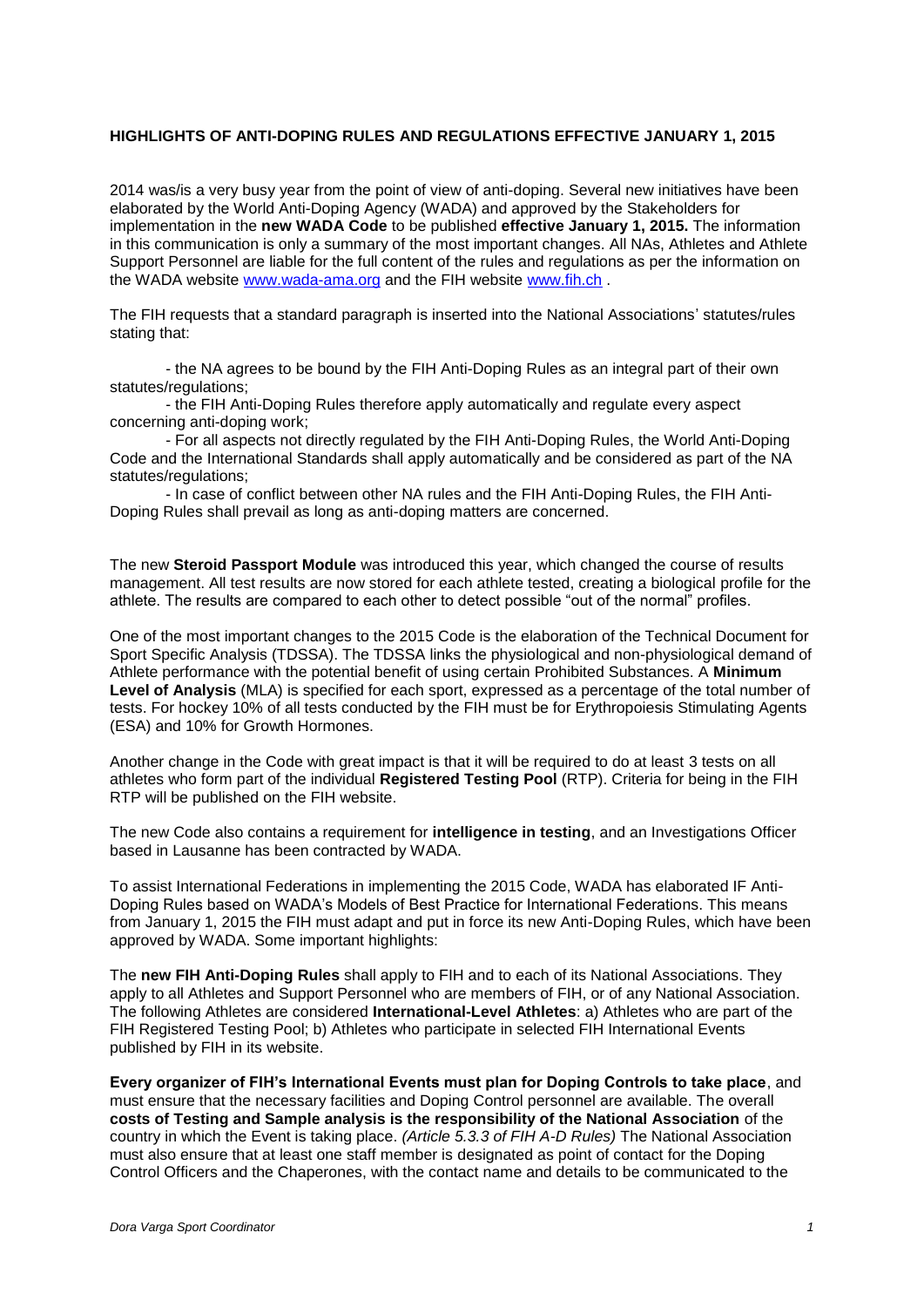**HIGHLIGHTS OF ANTI-DOPING RULES AND REGULATIONS EFFECTIVE JANUARY 1, 2015**

2014 was/is a very busy year from the point of view of anti-doping. Several new initiatives have been elaborated by the World Anti-Doping Agency (WADA) and approved by the Stakeholders for implementation in the **new WADA Code** to be published **effective January 1, 2015.** The information in this communication is only a summary of the most important changes. All NAs, Athletes and Athlete Support Personnel are liable for the full content of the rules and regulations as per the information on the WADA website www.wada-ama.org and the FIH website www.fih.ch .

The FIH requests that a standard paragraph is inserted into the National Associations' statutes/rules stating that:

- the NA agrees to be bound by the FIH Anti-Doping Rules as an integral part of their own statutes/regulations;
- the FIH Anti-Doping Rules therefore apply automatically and regulate every aspect concerning anti-doping work;
- For all aspects not directly regulated by the FIH Anti-Doping Rules, the World Anti-Doping Code and the International Standards shall apply automatically and be considered as part of the NA statutes/regulations;
- In case of conflict between other NA rules and the FIH Anti-Doping Rules, the FIH Anti-Doping Rules shall prevail as long as anti-doping matters are concerned.

The new **Steroid Passport Module** was introduced this year, which changed the course of results management. All test results are now stored for each athlete tested, creating a biological profile for the athlete. The results are compared to each other to detect possible "out of the normal" profiles.

One of the most important changes to the 2015 Code is the elaboration of the Technical Document for Sport Specific Analysis (TDSSA). The TDSSA links the physiological and non-physiological demand of Athlete performance with the potential benefit of using certain Prohibited Substances. A **Minimum Level of Analysis** (MLA) is specified for each sport, expressed as a percentage of the total number of tests. For hockey 10% of all tests conducted by the FIH must be for Erythropoiesis Stimulating Agents (ESA) and 10% for Growth Hormones.

Another change in the Code with great impact is that it will be required to do at least 3 tests on all athletes who form part of the individual **Registered Testing Pool** (RTP). Criteria for being in the FIH RTP will be published on the FIH website.

The new Code also contains a requirement for **intelligence in testing**, and an Investigations Officer based in Lausanne has been contracted by WADA.

To assist International Federations in implementing the 2015 Code, WADA has elaborated IF Anti-Doping Rules based on WADA's Models of Best Practice for International Federations. This means from January 1, 2015 the FIH must adapt and put in force its new Anti-Doping Rules, which have been approved by WADA. Some important highlights:

The **new FIH Anti-Doping Rules** shall apply to FIH and to each of its National Associations. They apply to all Athletes and Support Personnel who are members of FIH, or of any National Association. The following Athletes are considered **International-Level Athletes**: a) Athletes who are part of the FIH Registered Testing Pool; b) Athletes who participate in selected FIH International Events published by FIH in its website.

**Every organizer of FIH's International Events must plan for Doping Controls to take place**, and must ensure that the necessary facilities and Doping Control personnel are available. The overall **costs of Testing and Sample analysis is the responsibility of the National Association** of the country in which the Event is taking place. *(Article 5.3.3 of FIH A-D Rules)* The National Association must also ensure that at least one staff member is designated as point of contact for the Doping Control Officers and the Chaperones, with the contact name and details to be communicated to the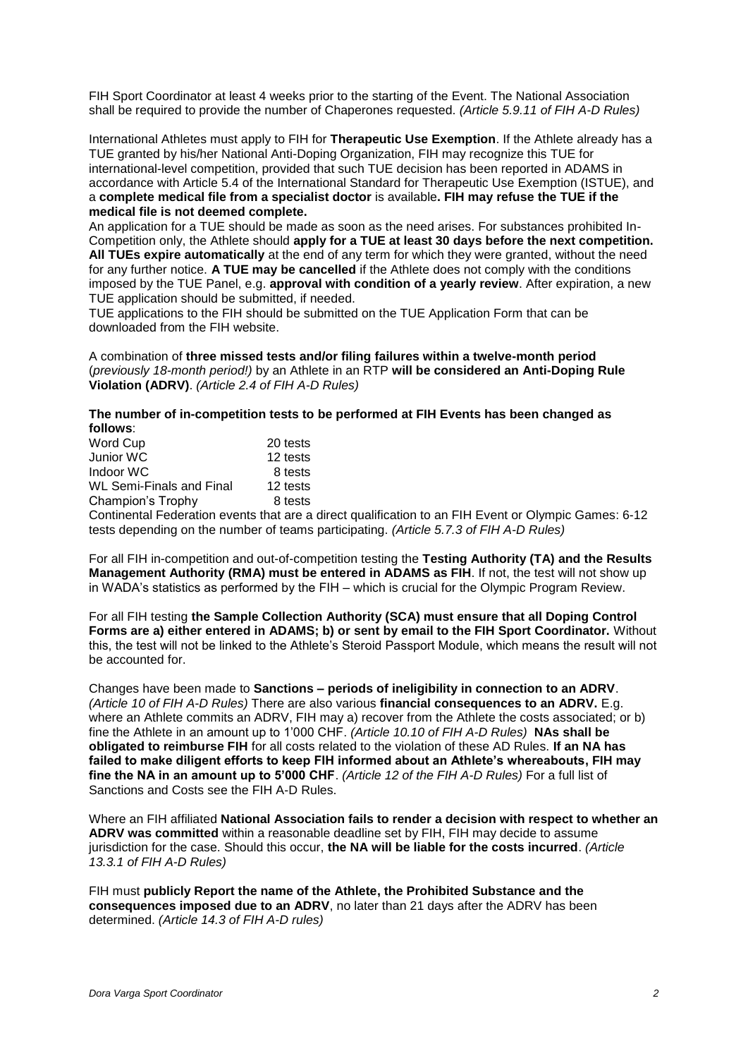FIH Sport Coordinator at least 4 weeks prior to the starting of the Event. The National Association shall be required to provide the number of Chaperones requested. *(Article 5.9.11 of FIH A-D Rules)*

International Athletes must apply to FIH for **Therapeutic Use Exemption**. If the Athlete already has a TUE granted by his/her National Anti-Doping Organization, FIH may recognize this TUE for international-level competition, provided that such TUE decision has been reported in ADAMS in accordance with Article 5.4 of the International Standard for Therapeutic Use Exemption (ISTUE), and a **complete medical file from a specialist doctor** is available**. FIH may refuse the TUE if the medical file is not deemed complete.**

An application for a TUE should be made as soon as the need arises. For substances prohibited In-Competition only, the Athlete should **apply for a TUE at least 30 days before the next competition. All TUEs expire automatically** at the end of any term for which they were granted, without the need for any further notice. **A TUE may be cancelled** if the Athlete does not comply with the conditions imposed by the TUE Panel, e.g. **approval with condition of a yearly review**. After expiration, a new TUE application should be submitted, if needed.

TUE applications to the FIH should be submitted on the TUE Application Form that can be downloaded from the FIH website.

A combination of **three missed tests and/or filing failures within a twelve-month period** (*previously 18-month period!)* by an Athlete in an RTP **will be considered an Anti-Doping Rule Violation (ADRV)**. *(Article 2.4 of FIH A-D Rules)*

**The number of in-competition tests to be performed at FIH Events has been changed as follows**:

| | |
|---|---|
| Word Cup | 20 tests |
| Junior WC | 12 tests |
| Indoor WC | 8 tests |
| WL Semi-Finals and Final | 12 tests |
| Champion's Trophy | 8 tests |

Continental Federation events that are a direct qualification to an FIH Event or Olympic Games: 6-12 tests depending on the number of teams participating. *(Article 5.7.3 of FIH A-D Rules)*

For all FIH in-competition and out-of-competition testing the **Testing Authority (TA) and the Results Management Authority (RMA) must be entered in ADAMS as FIH**. If not, the test will not show up in WADA's statistics as performed by the FIH – which is crucial for the Olympic Program Review.

For all FIH testing **the Sample Collection Authority (SCA) must ensure that all Doping Control Forms are a) either entered in ADAMS; b) or sent by email to the FIH Sport Coordinator.** Without this, the test will not be linked to the Athlete's Steroid Passport Module, which means the result will not be accounted for.

Changes have been made to **Sanctions – periods of ineligibility in connection to an ADRV**. *(Article 10 of FIH A-D Rules)* There are also various **financial consequences to an ADRV.** E.g. where an Athlete commits an ADRV, FIH may a) recover from the Athlete the costs associated; or b) fine the Athlete in an amount up to 1'000 CHF. *(Article 10.10 of FIH A-D Rules)* **NAs shall be obligated to reimburse FIH** for all costs related to the violation of these AD Rules. **If an NA has failed to make diligent efforts to keep FIH informed about an Athlete's whereabouts, FIH may fine the NA in an amount up to 5'000 CHF**. *(Article 12 of the FIH A-D Rules)* For a full list of Sanctions and Costs see the FIH A-D Rules.

Where an FIH affiliated **National Association fails to render a decision with respect to whether an ADRV was committed** within a reasonable deadline set by FIH, FIH may decide to assume jurisdiction for the case. Should this occur, **the NA will be liable for the costs incurred**. *(Article 13.3.1 of FIH A-D Rules)*

FIH must **publicly Report the name of the Athlete, the Prohibited Substance and the consequences imposed due to an ADRV**, no later than 21 days after the ADRV has been determined. *(Article 14.3 of FIH A-D rules)*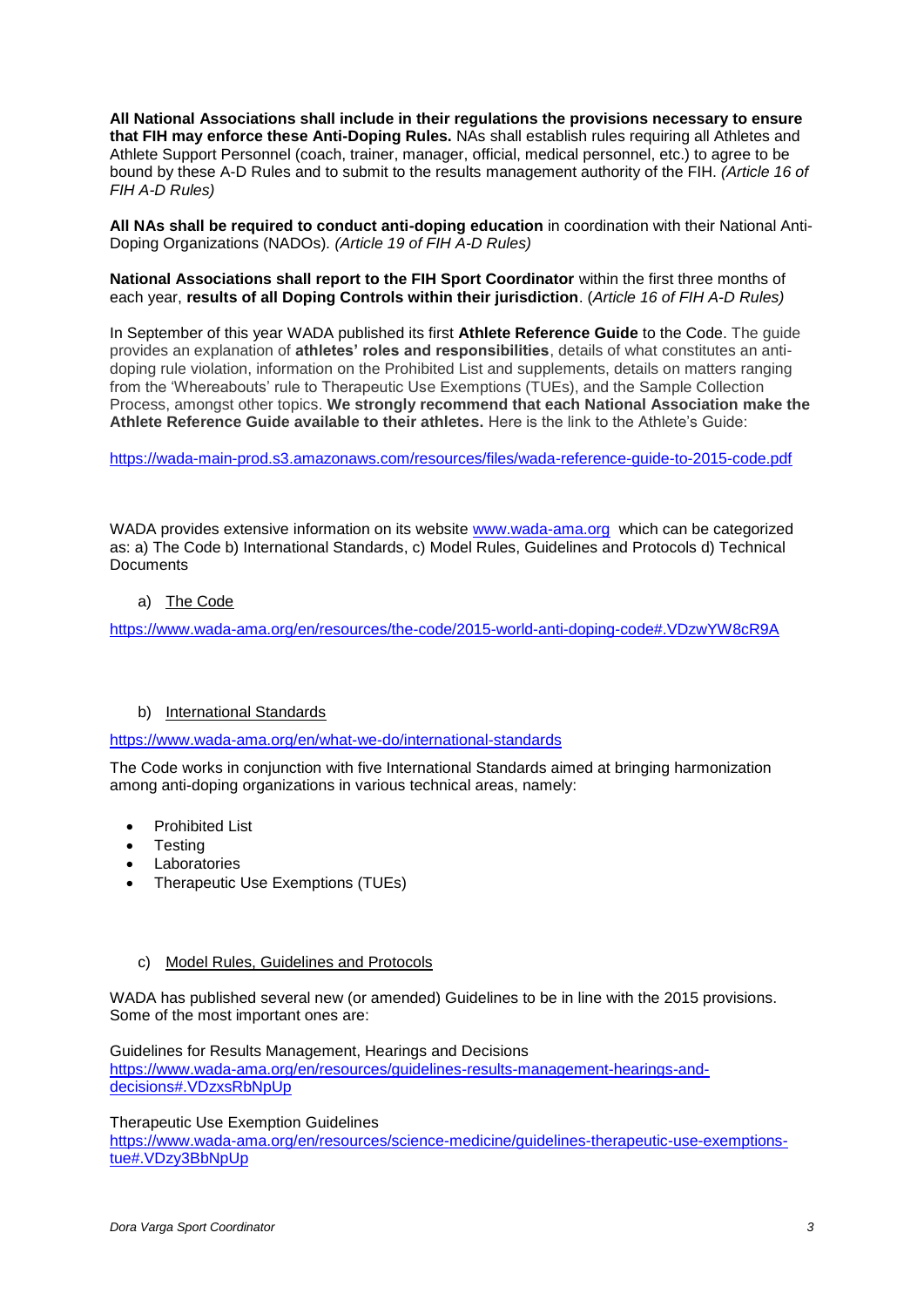**All National Associations shall include in their regulations the provisions necessary to ensure that FIH may enforce these Anti-Doping Rules.** NAs shall establish rules requiring all Athletes and Athlete Support Personnel (coach, trainer, manager, official, medical personnel, etc.) to agree to be bound by these A-D Rules and to submit to the results management authority of the FIH. *(Article 16 of FIH A-D Rules)*

**All NAs shall be required to conduct anti-doping education** in coordination with their National Anti-Doping Organizations (NADOs). *(Article 19 of FIH A-D Rules)*

**National Associations shall report to the FIH Sport Coordinator** within the first three months of each year, **results of all Doping Controls within their jurisdiction**. (*Article 16 of FIH A-D Rules)*

In September of this year WADA published its first **Athlete Reference Guide** to the Code. The guide provides an explanation of **athletes' roles and responsibilities**, details of what constitutes an anti-doping rule violation, information on the Prohibited List and supplements, details on matters ranging from the 'Whereabouts' rule to Therapeutic Use Exemptions (TUEs), and the Sample Collection Process, amongst other topics. **We strongly recommend that each National Association make the Athlete Reference Guide available to their athletes.** Here is the link to the Athlete's Guide:

https://wada-main-prod.s3.amazonaws.com/resources/files/wada-reference-guide-to-2015-code.pdf

WADA provides extensive information on its website www.wada-ama.org which can be categorized as: a) The Code b) International Standards, c) Model Rules, Guidelines and Protocols d) Technical Documents

a) The Code

https://www.wada-ama.org/en/resources/the-code/2015-world-anti-doping-code#.VDzwYW8cR9A

b) International Standards

https://www.wada-ama.org/en/what-we-do/international-standards

The Code works in conjunction with five International Standards aimed at bringing harmonization among anti-doping organizations in various technical areas, namely:

- Prohibited List
- Testing
- Laboratories
- Therapeutic Use Exemptions (TUEs)

c) Model Rules, Guidelines and Protocols

WADA has published several new (or amended) Guidelines to be in line with the 2015 provisions. Some of the most important ones are:

Guidelines for Results Management, Hearings and Decisions
https://www.wada-ama.org/en/resources/guidelines-results-management-hearings-and-decisions#.VDzxsRbNpUp

Therapeutic Use Exemption Guidelines
https://www.wada-ama.org/en/resources/science-medicine/guidelines-therapeutic-use-exemptions-tue#.VDzy3BbNpUp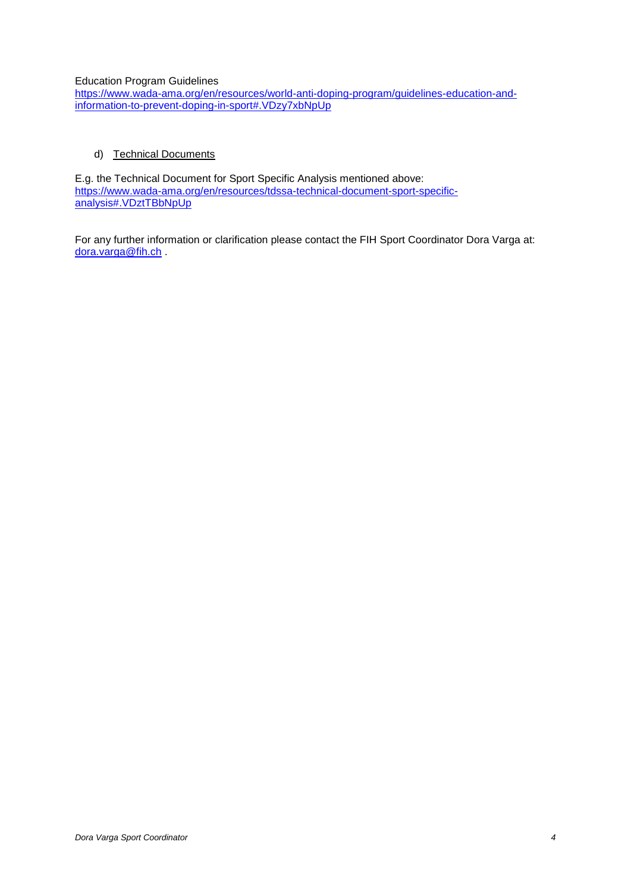Education Program Guidelines
[https://www.wada-ama.org/en/resources/world-anti-doping-program/guidelines-education-and-information-to-prevent-doping-in-sport#.VDzy7xbNpUp](https://www.wada-ama.org/en/resources/world-anti-doping-program/guidelines-education-and-information-to-prevent-doping-in-sport#.VDzy7xbNpUp)

d) Technical Documents

E.g. the Technical Document for Sport Specific Analysis mentioned above:
[https://www.wada-ama.org/en/resources/tdssa-technical-document-sport-specific-analysis#.VDztTBbNpUp](https://www.wada-ama.org/en/resources/tdssa-technical-document-sport-specific-analysis#.VDztTBbNpUp)

For any further information or clarification please contact the FIH Sport Coordinator Dora Varga at: [dora.varga@fih.ch](mailto:dora.varga@fih.ch) .